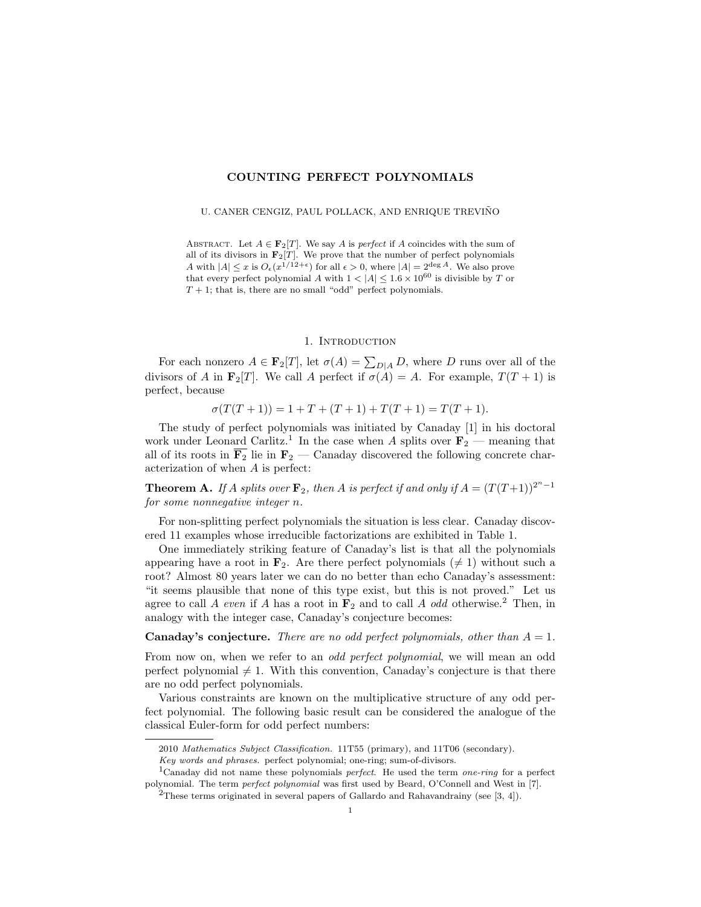# COUNTING PERFECT POLYNOMIALS

U. CANER CENGIZ, PAUL POLLACK, AND ENRIQUE TREVIÑO

Abstract. Let $A \in \mathbf{F}_2[T]$. We say $A$ is *perfect* if $A$ coincides with the sum of all of its divisors in $\mathbf{F}_2[T]$. We prove that the number of perfect polynomials $A$ with $|A| \le x$ is $O_\epsilon(x^{1/12+\epsilon})$ for all $\epsilon > 0$, where $|A| = 2^{\deg A}$. We also prove that every perfect polynomial $A$ with $1 < |A| \le 1.6 \times 10^{60}$ is divisible by $T$ or $T+1$; that is, there are no small "odd" perfect polynomials.

## 1. Introduction

For each nonzero $A \in \mathbf{F}_2[T]$, let $\sigma(A) = \sum_{D|A} D$, where $D$ runs over all of the divisors of $A$ in $\mathbf{F}_2[T]$. We call $A$ perfect if $\sigma(A) = A$. For example, $T(T+1)$ is perfect, because

$$\sigma(T(T+1)) = 1 + T + (T+1) + T(T+1) = T(T+1).$$

The study of perfect polynomials was initiated by Canaday [1] in his doctoral work under Leonard Carlitz.[1] In the case when $A$ splits over $\mathbf{F}_2$ — meaning that all of its roots in $\overline{\mathbf{F}_2}$ lie in $\mathbf{F}_2$ — Canaday discovered the following concrete characterization of when $A$ is perfect:

**Theorem A.** *If $A$ splits over $\mathbf{F}_2$, then $A$ is perfect if and only if $A = (T(T+1))^{2^n-1}$ for some nonnegative integer $n$.*

For non-splitting perfect polynomials the situation is less clear. Canaday discovered 11 examples whose irreducible factorizations are exhibited in Table 1.

One immediately striking feature of Canaday's list is that all the polynomials appearing have a root in $\mathbf{F}_2$. Are there perfect polynomials ($\neq 1$) without such a root? Almost 80 years later we can do no better than echo Canaday's assessment: "it seems plausible that none of this type exist, but this is not proved." Let us agree to call $A$ *even* if $A$ has a root in $\mathbf{F}_2$ and to call $A$ *odd* otherwise.[2] Then, in analogy with the integer case, Canaday's conjecture becomes:

**Canaday's conjecture.** *There are no odd perfect polynomials, other than $A = 1$.*

From now on, when we refer to an *odd perfect polynomial*, we will mean an odd perfect polynomial $\neq 1$. With this convention, Canaday's conjecture is that there are no odd perfect polynomials.

Various constraints are known on the multiplicative structure of any odd perfect polynomial. The following basic result can be considered the analogue of the classical Euler-form for odd perfect numbers:

---

2010 *Mathematics Subject Classification.* 11T55 (primary), and 11T06 (secondary).

*Key words and phrases.* perfect polynomial; one-ring; sum-of-divisors.

[1] Canaday did not name these polynomials *perfect*. He used the term *one-ring* for a perfect polynomial. The term *perfect polynomial* was first used by Beard, O'Connell and West in [7].

[2] These terms originated in several papers of Gallardo and Rahavandrainy (see [3, 4]).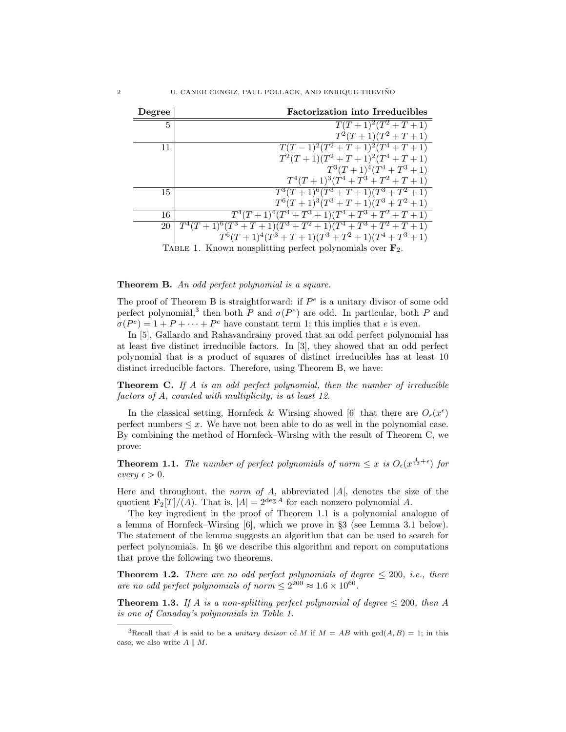| Degree | Factorization into Irreducibles |
| --- | --- |
| 5 | $T(T+1)^2(T^2+T+1)$ |
| | $T^2(T+1)(T^2+T+1)$ |
| 11 | $T(T-1)^2(T^2+T+1)^2(T^4+T+1)$ |
| | $T^2(T+1)(T^2+T+1)^2(T^4+T+1)$ |
| | $T^3(T+1)^4(T^4+T^3+1)$ |
| | $T^4(T+1)^3(T^4+T^3+T^2+T+1)$ |
| 15 | $T^3(T+1)^6(T^3+T+1)(T^3+T^2+1)$ |
| | $T^6(T+1)^3(T^3+T+1)(T^3+T^2+1)$ |
| 16 | $T^4(T+1)^4(T^4+T^3+1)(T^4+T^3+T^2+T+1)$ |
| 20 | $T^4(T+1)^6(T^3+T+1)(T^3+T^2+1)(T^4+T^3+T^2+T+1)$ |
| | $T^6(T+1)^4(T^3+T+1)(T^3+T^2+1)(T^4+T^3+1)$ |

TABLE 1. Known nonsplitting perfect polynomials over $\mathbf{F}_2$.

**Theorem B.** *An odd perfect polynomial is a square.*

The proof of Theorem B is straightforward: if $P^e$ is a unitary divisor of some odd perfect polynomial,[3] then both $P$ and $\sigma(P^e)$ are odd. In particular, both $P$ and $\sigma(P^e) = 1 + P + \cdots + P^e$ have constant term 1; this implies that $e$ is even.

In [5], Gallardo and Rahavandrainy proved that an odd perfect polynomial has at least five distinct irreducible factors. In [3], they showed that an odd perfect polynomial that is a product of squares of distinct irreducibles has at least 10 distinct irreducible factors. Therefore, using Theorem B, we have:

**Theorem C.** *If $A$ is an odd perfect polynomial, then the number of irreducible factors of $A$, counted with multiplicity, is at least 12.*

In the classical setting, Hornfeck & Wirsing showed [6] that there are $O_\epsilon(x^\epsilon)$ perfect numbers $\leq x$. We have not been able to do as well in the polynomial case. By combining the method of Hornfeck–Wirsing with the result of Theorem C, we prove:

**Theorem 1.1.** *The number of perfect polynomials of norm $\leq x$ is $O_\epsilon(x^{\frac{1}{12}+\epsilon})$ for every $\epsilon > 0$.*

Here and throughout, the *norm of $A$*, abbreviated $|A|$, denotes the size of the quotient $\mathbf{F}_2[T]/(A)$. That is, $|A| = 2^{\deg A}$ for each nonzero polynomial $A$.

The key ingredient in the proof of Theorem 1.1 is a polynomial analogue of a lemma of Hornfeck–Wirsing [6], which we prove in §3 (see Lemma 3.1 below). The statement of the lemma suggests an algorithm that can be used to search for perfect polynomials. In §6 we describe this algorithm and report on computations that prove the following two theorems.

**Theorem 1.2.** *There are no odd perfect polynomials of degree $\leq 200$, i.e., there are no odd perfect polynomials of norm $\leq 2^{200} \approx 1.6 \times 10^{60}$.*

**Theorem 1.3.** *If $A$ is a non-splitting perfect polynomial of degree $\leq 200$, then $A$ is one of Canaday's polynomials in Table 1.*

[3]Recall that $A$ is said to be a *unitary divisor* of $M$ if $M = AB$ with $\gcd(A, B) = 1$; in this case, we also write $A \parallel M$.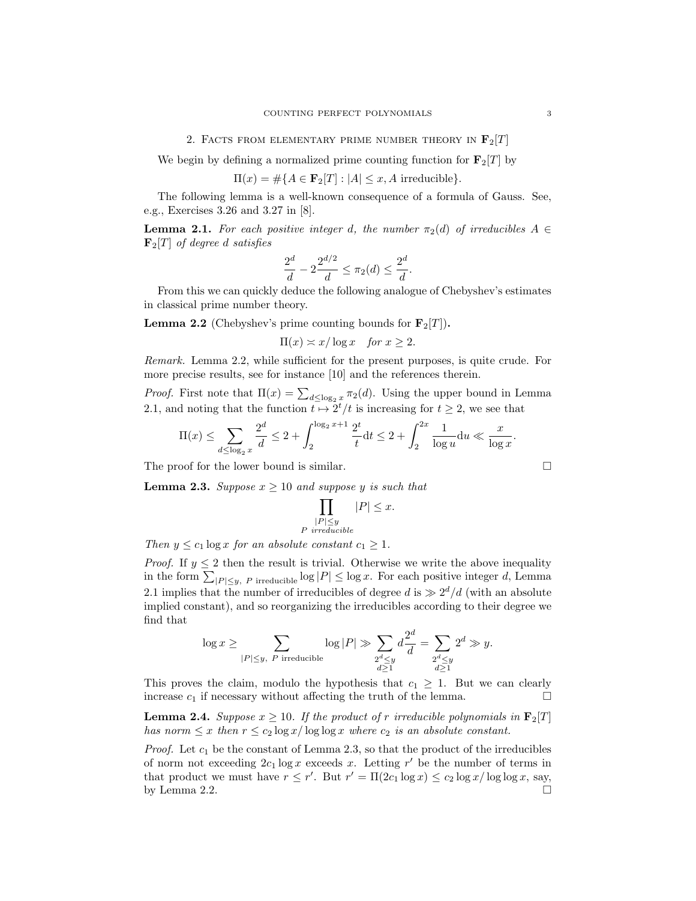## 2. Facts from elementary prime number theory in $\mathbf{F}_2[T]$

We begin by defining a normalized prime counting function for $\mathbf{F}_2[T]$ by

$$\Pi(x) = \#\{A \in \mathbf{F}_2[T] : |A| \leq x, A \text{ irreducible}\}.$$

The following lemma is a well-known consequence of a formula of Gauss. See, e.g., Exercises 3.26 and 3.27 in [8].

**Lemma 2.1.** *For each positive integer $d$, the number $\pi_2(d)$ of irreducibles $A \in \mathbf{F}_2[T]$ of degree $d$ satisfies*

$$\frac{2^d}{d} - 2\frac{2^{d/2}}{d} \leq \pi_2(d) \leq \frac{2^d}{d}.$$

From this we can quickly deduce the following analogue of Chebyshev's estimates in classical prime number theory.

**Lemma 2.2** (Chebyshev's prime counting bounds for $\mathbf{F}_2[T]$)**.**

$$\Pi(x) \asymp x/\log x \quad \textit{for } x \geq 2.$$

*Remark.* Lemma 2.2, while sufficient for the present purposes, is quite crude. For more precise results, see for instance [10] and the references therein.

*Proof.* First note that $\Pi(x) = \sum_{d \leq \log_2 x} \pi_2(d)$. Using the upper bound in Lemma 2.1, and noting that the function $t \mapsto 2^t/t$ is increasing for $t \geq 2$, we see that

$$\Pi(x) \leq \sum_{d \leq \log_2 x} \frac{2^d}{d} \leq 2 + \int_2^{\log_2 x + 1} \frac{2^t}{t} \mathrm{d}t \leq 2 + \int_2^{2x} \frac{1}{\log u} \mathrm{d}u \ll \frac{x}{\log x}.$$

The proof for the lower bound is similar. $\square$

**Lemma 2.3.** *Suppose $x \geq 10$ and suppose $y$ is such that*

$$\prod_{\substack{|P| \leq y \\ P \text{ irreducible}}} |P| \leq x.$$

*Then $y \leq c_1 \log x$ for an absolute constant $c_1 \geq 1$.*

*Proof.* If $y \leq 2$ then the result is trivial. Otherwise we write the above inequality in the form $\sum_{|P| \leq y,\ P \text{ irreducible}} \log |P| \leq \log x$. For each positive integer $d$, Lemma 2.1 implies that the number of irreducibles of degree $d$ is $\gg 2^d/d$ (with an absolute implied constant), and so reorganizing the irreducibles according to their degree we find that

$$\log x \geq \sum_{|P| \leq y,\ P \text{ irreducible}} \log |P| \gg \sum_{\substack{2^d \leq y \\ d \geq 1}} d \frac{2^d}{d} = \sum_{\substack{2^d \leq y \\ d \geq 1}} 2^d \gg y.$$

This proves the claim, modulo the hypothesis that $c_1 \geq 1$. But we can clearly increase $c_1$ if necessary without affecting the truth of the lemma. $\square$

**Lemma 2.4.** *Suppose $x \geq 10$. If the product of $r$ irreducible polynomials in $\mathbf{F}_2[T]$ has norm $\leq x$ then $r \leq c_2 \log x/\log\log x$ where $c_2$ is an absolute constant.*

*Proof.* Let $c_1$ be the constant of Lemma 2.3, so that the product of the irreducibles of norm not exceeding $2c_1 \log x$ exceeds $x$. Letting $r'$ be the number of terms in that product we must have $r \leq r'$. But $r' = \Pi(2c_1 \log x) \leq c_2 \log x/\log\log x$, say, by Lemma 2.2. $\square$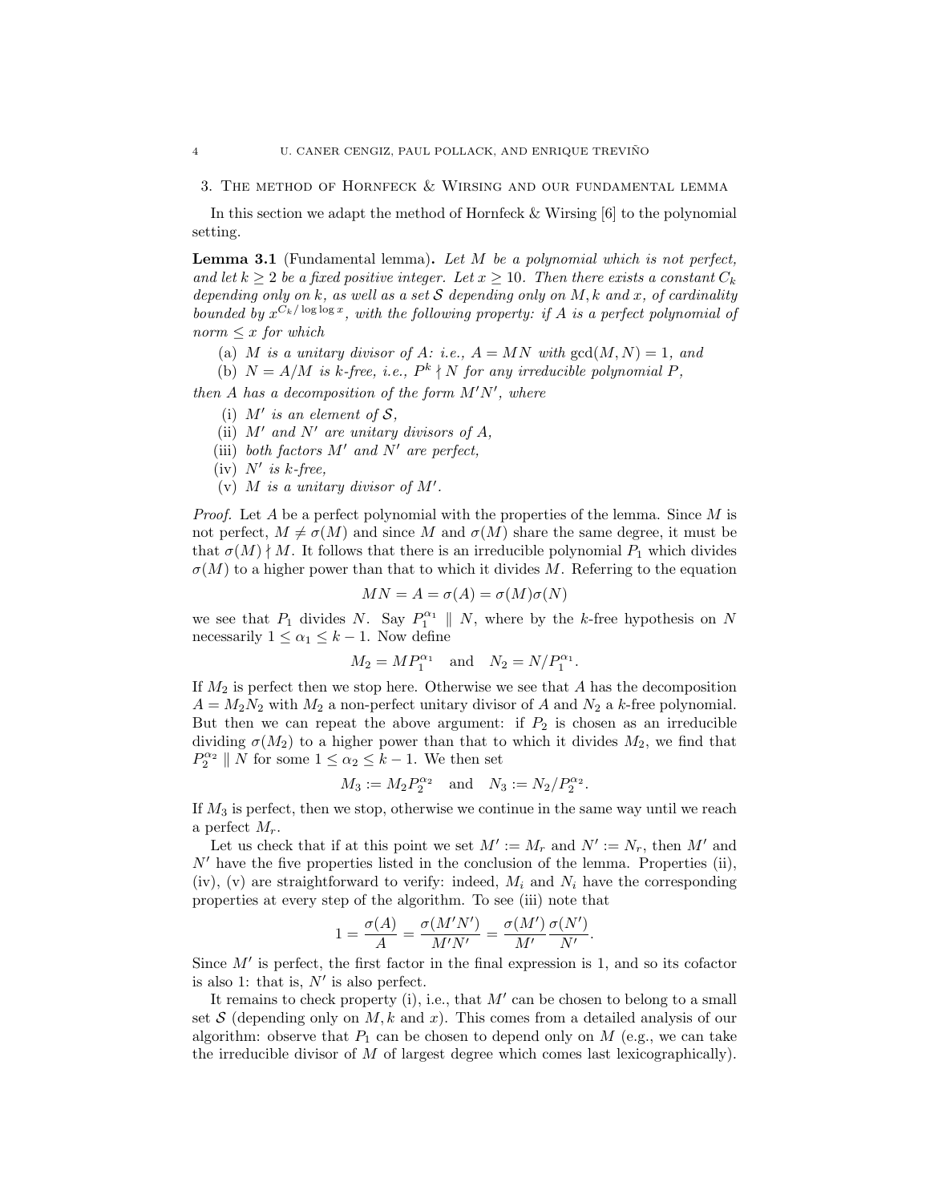## 3. The method of Hornfeck & Wirsing and our fundamental lemma

In this section we adapt the method of Hornfeck & Wirsing [6] to the polynomial setting.

**Lemma 3.1** (Fundamental lemma)**.** *Let $M$ be a polynomial which is not perfect, and let $k \geq 2$ be a fixed positive integer. Let $x \geq 10$. Then there exists a constant $C_k$ depending only on $k$, as well as a set $\mathcal{S}$ depending only on $M, k$ and $x$, of cardinality bounded by $x^{C_k/\log\log x}$, with the following property: if $A$ is a perfect polynomial of norm $\leq x$ for which*

(a) *$M$ is a unitary divisor of $A$: i.e., $A = MN$ with $\gcd(M, N) = 1$, and*
(b) *$N = A/M$ is $k$-free, i.e., $P^k \nmid N$ for any irreducible polynomial $P$,*

*then $A$ has a decomposition of the form $M'N'$, where*

(i) *$M'$ is an element of $\mathcal{S}$,*
(ii) *$M'$ and $N'$ are unitary divisors of $A$,*
(iii) *both factors $M'$ and $N'$ are perfect,*
(iv) *$N'$ is $k$-free,*
(v) *$M$ is a unitary divisor of $M'$.*

*Proof.* Let $A$ be a perfect polynomial with the properties of the lemma. Since $M$ is not perfect, $M \neq \sigma(M)$ and since $M$ and $\sigma(M)$ share the same degree, it must be that $\sigma(M) \nmid M$. It follows that there is an irreducible polynomial $P_1$ which divides $\sigma(M)$ to a higher power than that to which it divides $M$. Referring to the equation

$$MN = A = \sigma(A) = \sigma(M)\sigma(N)$$

we see that $P_1$ divides $N$. Say $P_1^{\alpha_1} \parallel N$, where by the $k$-free hypothesis on $N$ necessarily $1 \leq \alpha_1 \leq k-1$. Now define

$$M_2 = MP_1^{\alpha_1} \quad \text{and} \quad N_2 = N/P_1^{\alpha_1}.$$

If $M_2$ is perfect then we stop here. Otherwise we see that $A$ has the decomposition $A = M_2N_2$ with $M_2$ a non-perfect unitary divisor of $A$ and $N_2$ a $k$-free polynomial. But then we can repeat the above argument: if $P_2$ is chosen as an irreducible dividing $\sigma(M_2)$ to a higher power than that to which it divides $M_2$, we find that $P_2^{\alpha_2} \parallel N$ for some $1 \leq \alpha_2 \leq k-1$. We then set

$$M_3 := M_2P_2^{\alpha_2} \quad \text{and} \quad N_3 := N_2/P_2^{\alpha_2}.$$

If $M_3$ is perfect, then we stop, otherwise we continue in the same way until we reach a perfect $M_r$.

Let us check that if at this point we set $M' := M_r$ and $N' := N_r$, then $M'$ and $N'$ have the five properties listed in the conclusion of the lemma. Properties (ii), (iv), (v) are straightforward to verify: indeed, $M_i$ and $N_i$ have the corresponding properties at every step of the algorithm. To see (iii) note that

$$1 = \frac{\sigma(A)}{A} = \frac{\sigma(M'N')}{M'N'} = \frac{\sigma(M')}{M'}\frac{\sigma(N')}{N'}.$$

Since $M'$ is perfect, the first factor in the final expression is 1, and so its cofactor is also 1: that is, $N'$ is also perfect.

It remains to check property (i), i.e., that $M'$ can be chosen to belong to a small set $\mathcal{S}$ (depending only on $M, k$ and $x$). This comes from a detailed analysis of our algorithm: observe that $P_1$ can be chosen to depend only on $M$ (e.g., we can take the irreducible divisor of $M$ of largest degree which comes last lexicographically).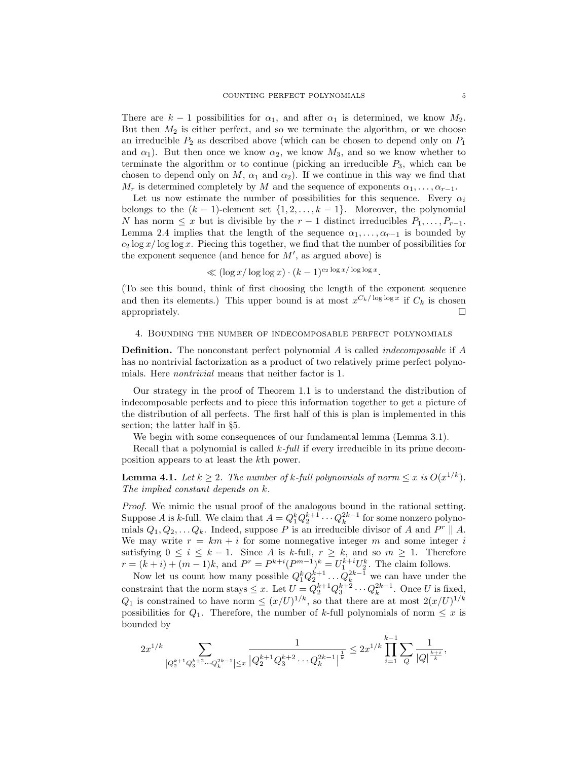There are $k-1$ possibilities for $\alpha_1$, and after $\alpha_1$ is determined, we know $M_2$. But then $M_2$ is either perfect, and so we terminate the algorithm, or we choose an irreducible $P_2$ as described above (which can be chosen to depend only on $P_1$ and $\alpha_1$). But then once we know $\alpha_2$, we know $M_3$, and so we know whether to terminate the algorithm or to continue (picking an irreducible $P_3$, which can be chosen to depend only on $M$, $\alpha_1$ and $\alpha_2$). If we continue in this way we find that $M_r$ is determined completely by $M$ and the sequence of exponents $\alpha_1, \dots, \alpha_{r-1}$.

Let us now estimate the number of possibilities for this sequence. Every $\alpha_i$ belongs to the $(k-1)$-element set $\{1, 2, \dots, k-1\}$. Moreover, the polynomial $N$ has norm $\leq x$ but is divisible by the $r-1$ distinct irreducibles $P_1, \dots, P_{r-1}$. Lemma 2.4 implies that the length of the sequence $\alpha_1, \dots, \alpha_{r-1}$ is bounded by $c_2 \log x / \log\log x$. Piecing this together, we find that the number of possibilities for the exponent sequence (and hence for $M'$, as argued above) is

$$\ll (\log x/\log\log x) \cdot (k-1)^{c_2 \log x/\log\log x}.$$

(To see this bound, think of first choosing the length of the exponent sequence and then its elements.) This upper bound is at most $x^{C_k/\log\log x}$ if $C_k$ is chosen appropriately. $\square$

## 4. Bounding the number of indecomposable perfect polynomials

**Definition.** The nonconstant perfect polynomial $A$ is called *indecomposable* if $A$ has no nontrivial factorization as a product of two relatively prime perfect polynomials. Here *nontrivial* means that neither factor is 1.

Our strategy in the proof of Theorem 1.1 is to understand the distribution of indecomposable perfects and to piece this information together to get a picture of the distribution of all perfects. The first half of this is plan is implemented in this section; the latter half in §5.

We begin with some consequences of our fundamental lemma (Lemma 3.1).

Recall that a polynomial is called *k-full* if every irreducible in its prime decomposition appears to at least the $k$th power.

**Lemma 4.1.** *Let $k \geq 2$. The number of $k$-full polynomials of norm $\leq x$ is $O(x^{1/k})$. The implied constant depends on $k$.*

*Proof.* We mimic the usual proof of the analogous bound in the rational setting. Suppose $A$ is $k$-full. We claim that $A = Q_1^k Q_2^{k+1} \cdots Q_k^{2k-1}$ for some nonzero polynomials $Q_1, Q_2, \dots Q_k$. Indeed, suppose $P$ is an irreducible divisor of $A$ and $P^r \parallel A$. We may write $r = km + i$ for some nonnegative integer $m$ and some integer $i$ satisfying $0 \leq i \leq k-1$. Since $A$ is $k$-full, $r \geq k$, and so $m \geq 1$. Therefore $r = (k+i) + (m-1)k$, and $P^r = P^{k+i}(P^{m-1})^k = U_1^{k+i} U_2^k$. The claim follows.

Now let us count how many possible $Q_1^k Q_2^{k+1} \dots Q_k^{2k-1}$ we can have under the constraint that the norm stays $\leq x$. Let $U = Q_2^{k+1} Q_3^{k+2} \cdots Q_k^{2k-1}$. Once $U$ is fixed, $Q_1$ is constrained to have norm $\leq (x/U)^{1/k}$, so that there are at most $2(x/U)^{1/k}$ possibilities for $Q_1$. Therefore, the number of $k$-full polynomials of norm $\leq x$ is bounded by

$$2x^{1/k} \sum_{|Q_2^{k+1} Q_3^{k+2} \cdots Q_k^{2k-1}| \leq x} \frac{1}{\left|Q_2^{k+1} Q_3^{k+2} \cdots Q_k^{2k-1}\right|^{\frac{1}{k}}} \leq 2x^{1/k} \prod_{i=1}^{k-1} \sum_{Q} \frac{1}{|Q|^{\frac{k+i}{k}}},$$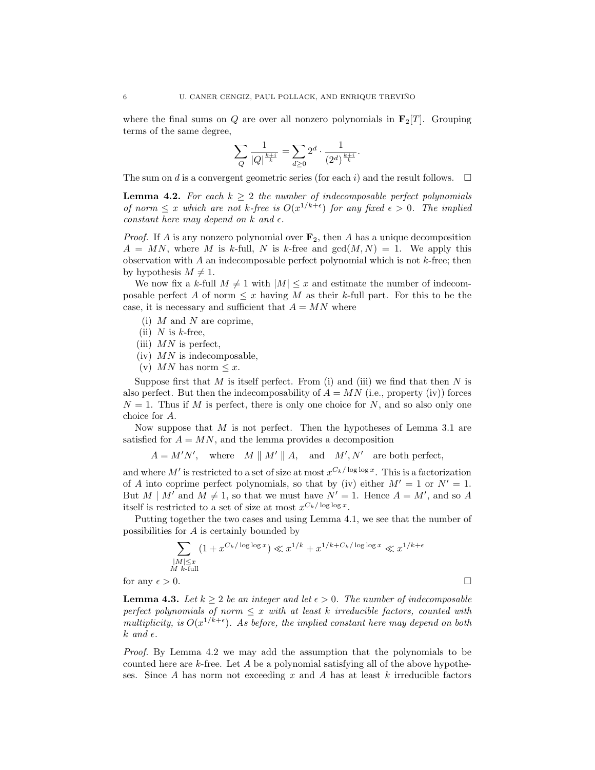where the final sums on $Q$ are over all nonzero polynomials in $\mathbf{F}_2[T]$. Grouping terms of the same degree,

$$\sum_{Q} \frac{1}{|Q|^{\frac{k+i}{k}}} = \sum_{d \geq 0} 2^d \cdot \frac{1}{(2^d)^{\frac{k+i}{k}}}.$$

The sum on $d$ is a convergent geometric series (for each $i$) and the result follows. $\square$

**Lemma 4.2.** *For each $k \geq 2$ the number of indecomposable perfect polynomials of norm $\leq x$ which are not $k$-free is $O(x^{1/k+\epsilon})$ for any fixed $\epsilon > 0$. The implied constant here may depend on $k$ and $\epsilon$.*

*Proof.* If $A$ is any nonzero polynomial over $\mathbf{F}_2$, then $A$ has a unique decomposition $A = MN$, where $M$ is $k$-full, $N$ is $k$-free and $\gcd(M, N) = 1$. We apply this observation with $A$ an indecomposable perfect polynomial which is not $k$-free; then by hypothesis $M \neq 1$.

We now fix a $k$-full $M \neq 1$ with $|M| \leq x$ and estimate the number of indecomposable perfect $A$ of norm $\leq x$ having $M$ as their $k$-full part. For this to be the case, it is necessary and sufficient that $A = MN$ where

(i) $M$ and $N$ are coprime,
(ii) $N$ is $k$-free,
(iii) $MN$ is perfect,
(iv) $MN$ is indecomposable,
(v) $MN$ has norm $\leq x$.

Suppose first that $M$ is itself perfect. From (i) and (iii) we find that then $N$ is also perfect. But then the indecomposability of $A = MN$ (i.e., property (iv)) forces $N = 1$. Thus if $M$ is perfect, there is only one choice for $N$, and so also only one choice for $A$.

Now suppose that $M$ is not perfect. Then the hypotheses of Lemma 3.1 are satisfied for $A = MN$, and the lemma provides a decomposition

$$A = M'N', \quad \text{where} \quad M \parallel M' \parallel A, \quad \text{and} \quad M', N' \quad \text{are both perfect,}$$

and where $M'$ is restricted to a set of size at most $x^{C_k/\log\log x}$. This is a factorization of $A$ into coprime perfect polynomials, so that by (iv) either $M' = 1$ or $N' = 1$. But $M \mid M'$ and $M \neq 1$, so that we must have $N' = 1$. Hence $A = M'$, and so $A$ itself is restricted to a set of size at most $x^{C_k/\log\log x}$.

Putting together the two cases and using Lemma 4.1, we see that the number of possibilities for $A$ is certainly bounded by

$$\sum_{\substack{|M| \leq x \\ M\ k\text{-full}}} (1 + x^{C_k/\log\log x}) \ll x^{1/k} + x^{1/k + C_k/\log\log x} \ll x^{1/k+\epsilon}$$

for any $\epsilon > 0$. $\square$

**Lemma 4.3.** *Let $k \geq 2$ be an integer and let $\epsilon > 0$. The number of indecomposable perfect polynomials of norm $\leq x$ with at least $k$ irreducible factors, counted with multiplicity, is $O(x^{1/k+\epsilon})$. As before, the implied constant here may depend on both $k$ and $\epsilon$.*

*Proof.* By Lemma 4.2 we may add the assumption that the polynomials to be counted here are $k$-free. Let $A$ be a polynomial satisfying all of the above hypotheses. Since $A$ has norm not exceeding $x$ and $A$ has at least $k$ irreducible factors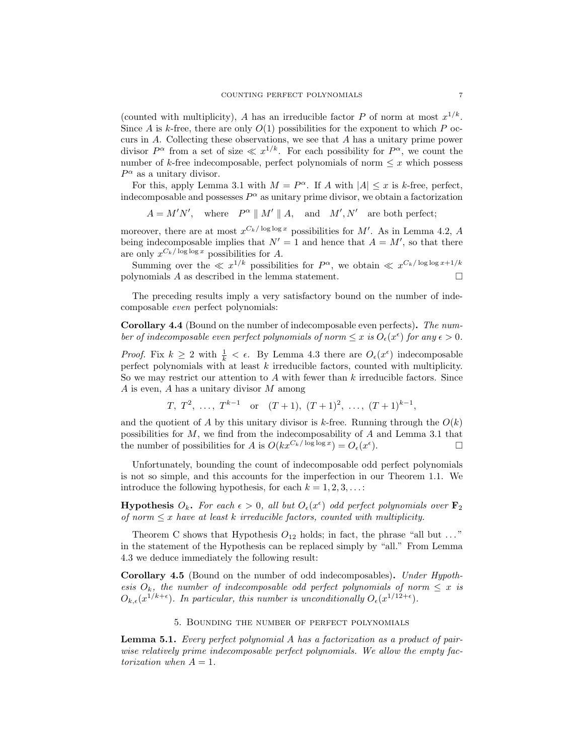(counted with multiplicity), $A$ has an irreducible factor $P$ of norm at most $x^{1/k}$. Since $A$ is $k$-free, there are only $O(1)$ possibilities for the exponent to which $P$ occurs in $A$. Collecting these observations, we see that $A$ has a unitary prime power divisor $P^\alpha$ from a set of size $\ll x^{1/k}$. For each possibility for $P^\alpha$, we count the number of $k$-free indecomposable, perfect polynomials of norm $\leq x$ which possess $P^\alpha$ as a unitary divisor.

For this, apply Lemma 3.1 with $M = P^\alpha$. If $A$ with $|A| \leq x$ is $k$-free, perfect, indecomposable and possesses $P^\alpha$ as unitary prime divisor, we obtain a factorization

$$A = M'N', \quad \text{where} \quad P^\alpha \parallel M' \parallel A, \quad \text{and} \quad M', N' \quad \text{are both perfect;}$$

moreover, there are at most $x^{C_k/\log\log x}$ possibilities for $M'$. As in Lemma 4.2, $A$ being indecomposable implies that $N' = 1$ and hence that $A = M'$, so that there are only $x^{C_k/\log\log x}$ possibilities for $A$.

Summing over the $\ll x^{1/k}$ possibilities for $P^\alpha$, we obtain $\ll x^{C_k/\log\log x + 1/k}$ polynomials $A$ as described in the lemma statement. $\square$

The preceding results imply a very satisfactory bound on the number of indecomposable *even* perfect polynomials:

**Corollary 4.4** (Bound on the number of indecomposable even perfects)**.** *The number of indecomposable even perfect polynomials of norm $\leq x$ is $O_\epsilon(x^\epsilon)$ for any $\epsilon > 0$.*

*Proof.* Fix $k \geq 2$ with $\frac{1}{k} < \epsilon$. By Lemma 4.3 there are $O_\epsilon(x^\epsilon)$ indecomposable perfect polynomials with at least $k$ irreducible factors, counted with multiplicity. So we may restrict our attention to $A$ with fewer than $k$ irreducible factors. Since $A$ is even, $A$ has a unitary divisor $M$ among

$$T,\ T^2,\ \ldots,\ T^{k-1} \quad \text{or} \quad (T+1),\ (T+1)^2,\ \ldots,\ (T+1)^{k-1},$$

and the quotient of $A$ by this unitary divisor is $k$-free. Running through the $O(k)$ possibilities for $M$, we find from the indecomposability of $A$ and Lemma 3.1 that the number of possibilities for $A$ is $O(kx^{C_k/\log\log x}) = O_\epsilon(x^\epsilon)$. $\square$

Unfortunately, bounding the count of indecomposable odd perfect polynomials is not so simple, and this accounts for the imperfection in our Theorem 1.1. We introduce the following hypothesis, for each $k = 1, 2, 3, \ldots$:

**Hypothesis $O_k$.** *For each $\epsilon > 0$, all but $O_\epsilon(x^\epsilon)$ odd perfect polynomials over $\mathbf{F}_2$ of norm $\leq x$ have at least $k$ irreducible factors, counted with multiplicity.*

Theorem C shows that Hypothesis $O_{12}$ holds; in fact, the phrase "all but ..." in the statement of the Hypothesis can be replaced simply by "all." From Lemma 4.3 we deduce immediately the following result:

**Corollary 4.5** (Bound on the number of odd indecomposables)**.** *Under Hypothesis $O_k$, the number of indecomposable odd perfect polynomials of norm $\leq x$ is $O_{k,\epsilon}(x^{1/k+\epsilon})$. In particular, this number is unconditionally $O_\epsilon(x^{1/12+\epsilon})$.*

## 5. Bounding the number of perfect polynomials

**Lemma 5.1.** *Every perfect polynomial $A$ has a factorization as a product of pairwise relatively prime indecomposable perfect polynomials. We allow the empty factorization when $A = 1$.*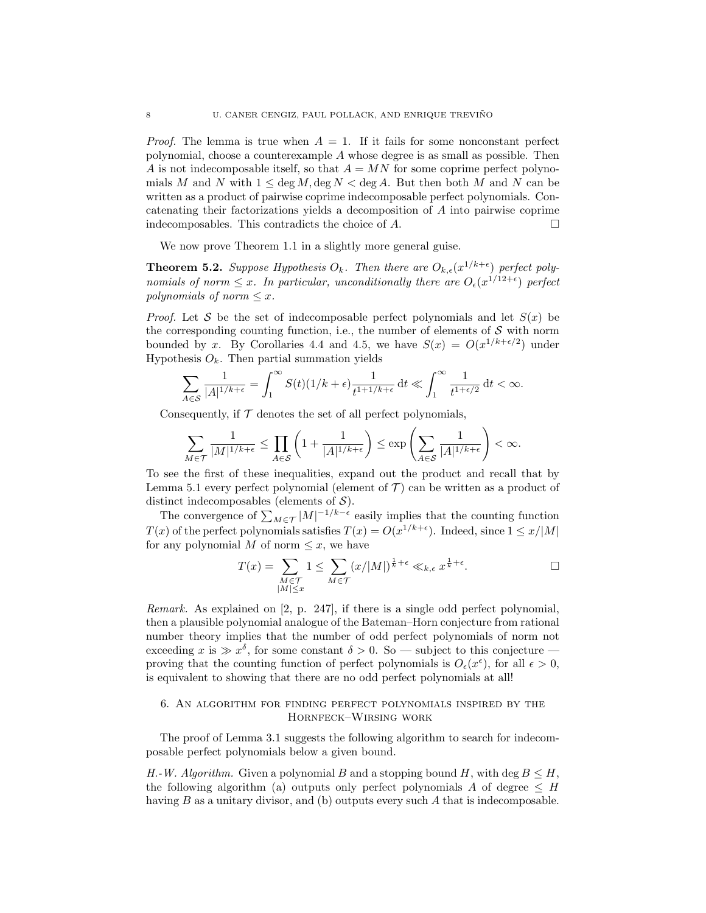*Proof.* The lemma is true when $A = 1$. If it fails for some nonconstant perfect polynomial, choose a counterexample $A$ whose degree is as small as possible. Then $A$ is not indecomposable itself, so that $A = MN$ for some coprime perfect polynomials $M$ and $N$ with $1 \leq \deg M, \deg N < \deg A$. But then both $M$ and $N$ can be written as a product of pairwise coprime indecomposable perfect polynomials. Concatenating their factorizations yields a decomposition of $A$ into pairwise coprime indecomposables. This contradicts the choice of $A$. $\square$

We now prove Theorem 1.1 in a slightly more general guise.

**Theorem 5.2.** *Suppose Hypothesis $O_k$. Then there are $O_{k,\epsilon}(x^{1/k+\epsilon})$ perfect polynomials of norm $\leq x$. In particular, unconditionally there are $O_\epsilon(x^{1/12+\epsilon})$ perfect polynomials of norm $\leq x$.*

*Proof.* Let $\mathcal{S}$ be the set of indecomposable perfect polynomials and let $S(x)$ be the corresponding counting function, i.e., the number of elements of $\mathcal{S}$ with norm bounded by $x$. By Corollaries 4.4 and 4.5, we have $S(x) = O(x^{1/k+\epsilon/2})$ under Hypothesis $O_k$. Then partial summation yields

$$\sum_{A \in \mathcal{S}} \frac{1}{|A|^{1/k+\epsilon}} = \int_1^\infty S(t)(1/k+\epsilon)\frac{1}{t^{1+1/k+\epsilon}}\,\mathrm{d}t \ll \int_1^\infty \frac{1}{t^{1+\epsilon/2}}\,\mathrm{d}t < \infty.$$

Consequently, if $\mathcal{T}$ denotes the set of all perfect polynomials,

$$\sum_{M \in \mathcal{T}} \frac{1}{|M|^{1/k+\epsilon}} \leq \prod_{A \in \mathcal{S}} \left(1 + \frac{1}{|A|^{1/k+\epsilon}}\right) \leq \exp\left(\sum_{A \in \mathcal{S}} \frac{1}{|A|^{1/k+\epsilon}}\right) < \infty.$$

To see the first of these inequalities, expand out the product and recall that by Lemma 5.1 every perfect polynomial (element of $\mathcal{T}$) can be written as a product of distinct indecomposables (elements of $\mathcal{S}$).

The convergence of $\sum_{M \in \mathcal{T}} |M|^{-1/k-\epsilon}$ easily implies that the counting function $T(x)$ of the perfect polynomials satisfies $T(x) = O(x^{1/k+\epsilon})$. Indeed, since $1 \leq x/|M|$ for any polynomial $M$ of norm $\leq x$, we have

$$T(x) = \sum_{\substack{M \in \mathcal{T} \\ |M| \leq x}} 1 \leq \sum_{M \in \mathcal{T}} (x/|M|)^{\frac{1}{k}+\epsilon} \ll_{k,\epsilon} x^{\frac{1}{k}+\epsilon}. \qquad \square$$

*Remark.* As explained on [2, p. 247], if there is a single odd perfect polynomial, then a plausible polynomial analogue of the Bateman–Horn conjecture from rational number theory implies that the number of odd perfect polynomials of norm not exceeding $x$ is $\gg x^\delta$, for some constant $\delta > 0$. So — subject to this conjecture — proving that the counting function of perfect polynomials is $O_\epsilon(x^\epsilon)$, for all $\epsilon > 0$, is equivalent to showing that there are no odd perfect polynomials at all!

## 6. An algorithm for finding perfect polynomials inspired by the Hornfeck–Wirsing work

The proof of Lemma 3.1 suggests the following algorithm to search for indecomposable perfect polynomials below a given bound.

*H.-W. Algorithm.* Given a polynomial $B$ and a stopping bound $H$, with $\deg B \leq H$, the following algorithm (a) outputs only perfect polynomials $A$ of degree $\leq H$ having $B$ as a unitary divisor, and (b) outputs every such $A$ that is indecomposable.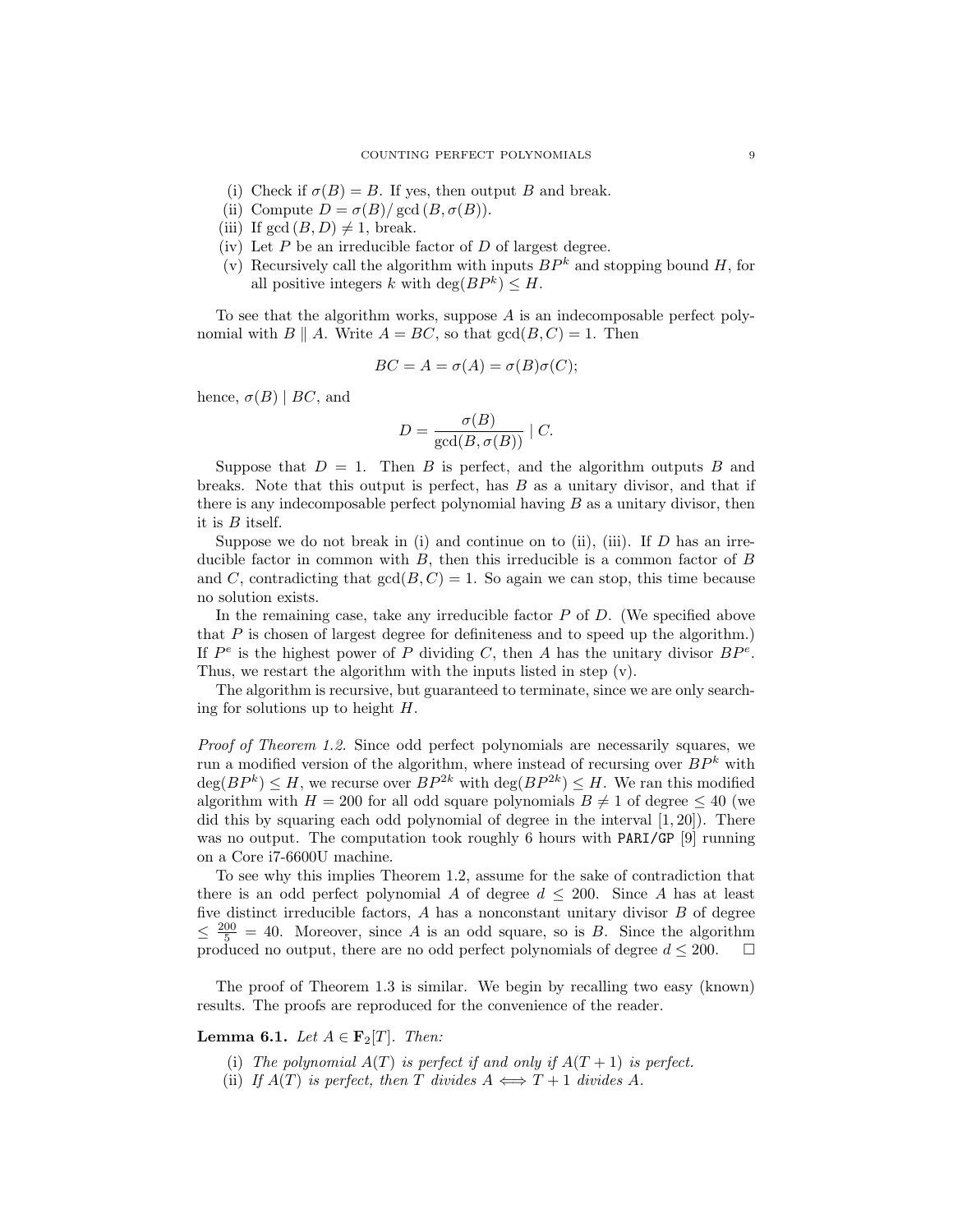(i) Check if $\sigma(B) = B$. If yes, then output $B$ and break.
(ii) Compute $D = \sigma(B)/\gcd(B, \sigma(B))$.
(iii) If $\gcd(B, D) \neq 1$, break.
(iv) Let $P$ be an irreducible factor of $D$ of largest degree.
(v) Recursively call the algorithm with inputs $BP^k$ and stopping bound $H$, for all positive integers $k$ with $\deg(BP^k) \leq H$.

To see that the algorithm works, suppose $A$ is an indecomposable perfect polynomial with $B \parallel A$. Write $A = BC$, so that $\gcd(B, C) = 1$. Then

$$BC = A = \sigma(A) = \sigma(B)\sigma(C);$$

hence, $\sigma(B) \mid BC$, and

$$D = \frac{\sigma(B)}{\gcd(B, \sigma(B))} \mid C.$$

Suppose that $D = 1$. Then $B$ is perfect, and the algorithm outputs $B$ and breaks. Note that this output is perfect, has $B$ as a unitary divisor, and that if there is any indecomposable perfect polynomial having $B$ as a unitary divisor, then it is $B$ itself.

Suppose we do not break in (i) and continue on to (ii), (iii). If $D$ has an irreducible factor in common with $B$, then this irreducible is a common factor of $B$ and $C$, contradicting that $\gcd(B, C) = 1$. So again we can stop, this time because no solution exists.

In the remaining case, take any irreducible factor $P$ of $D$. (We specified above that $P$ is chosen of largest degree for definiteness and to speed up the algorithm.) If $P^e$ is the highest power of $P$ dividing $C$, then $A$ has the unitary divisor $BP^e$. Thus, we restart the algorithm with the inputs listed in step (v).

The algorithm is recursive, but guaranteed to terminate, since we are only searching for solutions up to height $H$.

*Proof of Theorem 1.2.* Since odd perfect polynomials are necessarily squares, we run a modified version of the algorithm, where instead of recursing over $BP^k$ with $\deg(BP^k) \leq H$, we recurse over $BP^{2k}$ with $\deg(BP^{2k}) \leq H$. We ran this modified algorithm with $H = 200$ for all odd square polynomials $B \neq 1$ of degree $\leq 40$ (we did this by squaring each odd polynomial of degree in the interval $[1, 20]$). There was no output. The computation took roughly 6 hours with `PARI/GP` [9] running on a Core i7-6600U machine.

To see why this implies Theorem 1.2, assume for the sake of contradiction that there is an odd perfect polynomial $A$ of degree $d \leq 200$. Since $A$ has at least five distinct irreducible factors, $A$ has a nonconstant unitary divisor $B$ of degree $\leq \frac{200}{5} = 40$. Moreover, since $A$ is an odd square, so is $B$. Since the algorithm produced no output, there are no odd perfect polynomials of degree $d \leq 200$. $\square$

The proof of Theorem 1.3 is similar. We begin by recalling two easy (known) results. The proofs are reproduced for the convenience of the reader.

**Lemma 6.1.** *Let $A \in \mathbf{F}_2[T]$. Then:*

(i) *The polynomial $A(T)$ is perfect if and only if $A(T + 1)$ is perfect.*
(ii) *If $A(T)$ is perfect, then $T$ divides $A \iff T + 1$ divides $A$.*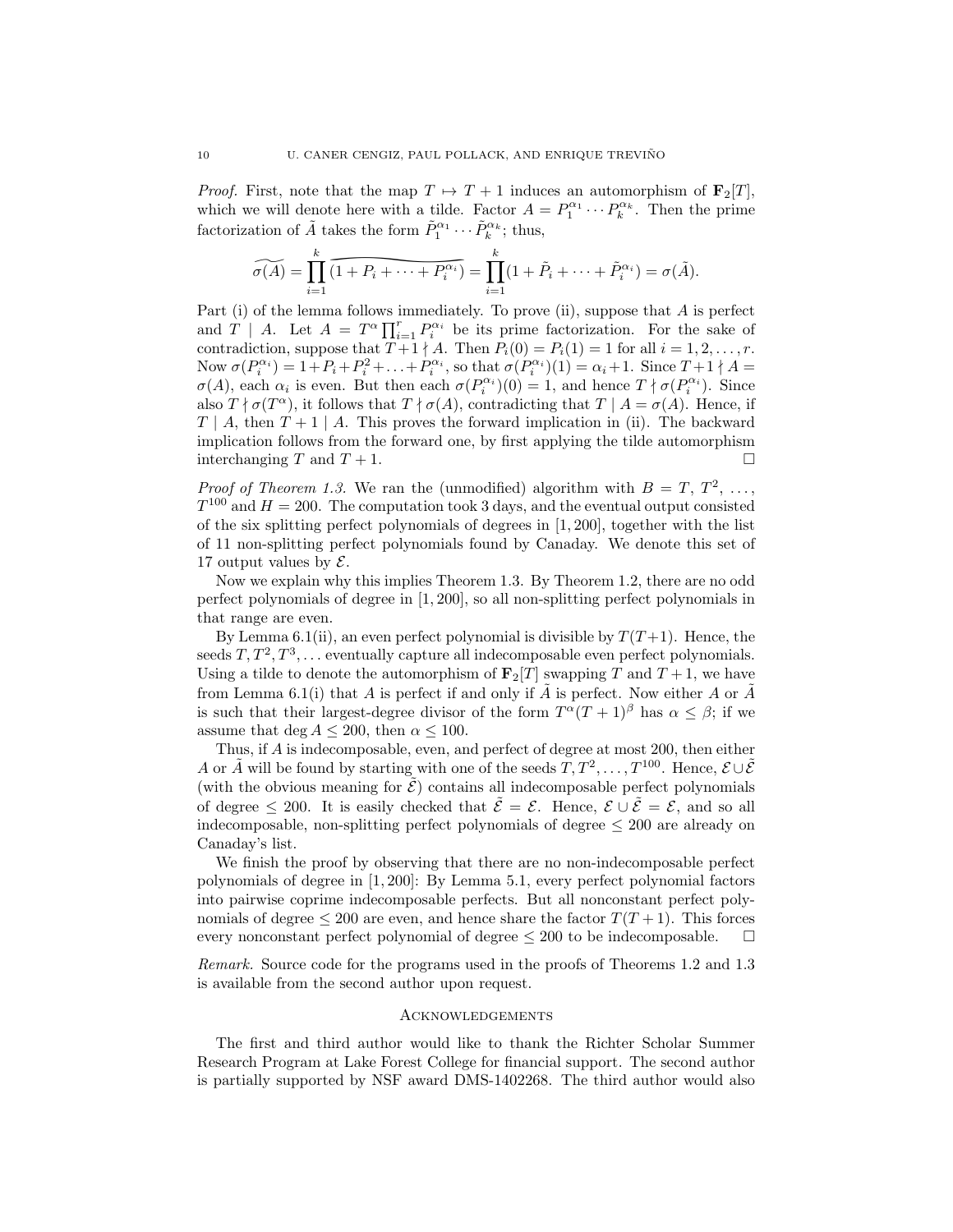*Proof.* First, note that the map $T \mapsto T+1$ induces an automorphism of $\mathbf{F}_2[T]$, which we will denote here with a tilde. Factor $A = P_1^{\alpha_1} \cdots P_k^{\alpha_k}$. Then the prime factorization of $\tilde{A}$ takes the form $\tilde{P}_1^{\alpha_1} \cdots \tilde{P}_k^{\alpha_k}$; thus,

$$\widetilde{\sigma(A)} = \prod_{i=1}^{k} \widetilde{(1 + P_i + \cdots + P_i^{\alpha_i})} = \prod_{i=1}^{k} (1 + \tilde{P}_i + \cdots + \tilde{P}_i^{\alpha_i}) = \sigma(\tilde{A}).$$

Part (i) of the lemma follows immediately. To prove (ii), suppose that $A$ is perfect and $T \mid A$. Let $A = T^\alpha \prod_{i=1}^{r} P_i^{\alpha_i}$ be its prime factorization. For the sake of contradiction, suppose that $T+1 \nmid A$. Then $P_i(0) = P_i(1) = 1$ for all $i = 1, 2, \ldots, r$. Now $\sigma(P_i^{\alpha_i}) = 1 + P_i + P_i^2 + \ldots + P_i^{\alpha_i}$, so that $\sigma(P_i^{\alpha_i})(1) = \alpha_i + 1$. Since $T+1 \nmid A = \sigma(A)$, each $\alpha_i$ is even. But then each $\sigma(P_i^{\alpha_i})(0) = 1$, and hence $T \nmid \sigma(P_i^{\alpha_i})$. Since also $T \nmid \sigma(T^\alpha)$, it follows that $T \nmid \sigma(A)$, contradicting that $T \mid A = \sigma(A)$. Hence, if $T \mid A$, then $T+1 \mid A$. This proves the forward implication in (ii). The backward implication follows from the forward one, by first applying the tilde automorphism interchanging $T$ and $T+1$. $\square$

*Proof of Theorem 1.3.* We ran the (unmodified) algorithm with $B = T, T^2, \ldots, T^{100}$ and $H = 200$. The computation took 3 days, and the eventual output consisted of the six splitting perfect polynomials of degrees in $[1, 200]$, together with the list of 11 non-splitting perfect polynomials found by Canaday. We denote this set of 17 output values by $\mathcal{E}$.

Now we explain why this implies Theorem 1.3. By Theorem 1.2, there are no odd perfect polynomials of degree in $[1, 200]$, so all non-splitting perfect polynomials in that range are even.

By Lemma 6.1(ii), an even perfect polynomial is divisible by $T(T+1)$. Hence, the seeds $T, T^2, T^3, \ldots$ eventually capture all indecomposable even perfect polynomials. Using a tilde to denote the automorphism of $\mathbf{F}_2[T]$ swapping $T$ and $T+1$, we have from Lemma 6.1(i) that $A$ is perfect if and only if $\tilde{A}$ is perfect. Now either $A$ or $\tilde{A}$ is such that their largest-degree divisor of the form $T^\alpha (T+1)^\beta$ has $\alpha \le \beta$; if we assume that $\deg A \le 200$, then $\alpha \le 100$.

Thus, if $A$ is indecomposable, even, and perfect of degree at most 200, then either $A$ or $\tilde{A}$ will be found by starting with one of the seeds $T, T^2, \ldots, T^{100}$. Hence, $\mathcal{E} \cup \tilde{\mathcal{E}}$ (with the obvious meaning for $\tilde{\mathcal{E}}$) contains all indecomposable perfect polynomials of degree $\le 200$. It is easily checked that $\tilde{\mathcal{E}} = \mathcal{E}$. Hence, $\mathcal{E} \cup \tilde{\mathcal{E}} = \mathcal{E}$, and so all indecomposable, non-splitting perfect polynomials of degree $\le 200$ are already on Canaday's list.

We finish the proof by observing that there are no non-indecomposable perfect polynomials of degree in $[1, 200]$: By Lemma 5.1, every perfect polynomial factors into pairwise coprime indecomposable perfects. But all nonconstant perfect polynomials of degree $\le 200$ are even, and hence share the factor $T(T+1)$. This forces every nonconstant perfect polynomial of degree $\le 200$ to be indecomposable. $\square$

*Remark.* Source code for the programs used in the proofs of Theorems 1.2 and 1.3 is available from the second author upon request.

## Acknowledgements

The first and third author would like to thank the Richter Scholar Summer Research Program at Lake Forest College for financial support. The second author is partially supported by NSF award DMS-1402268. The third author would also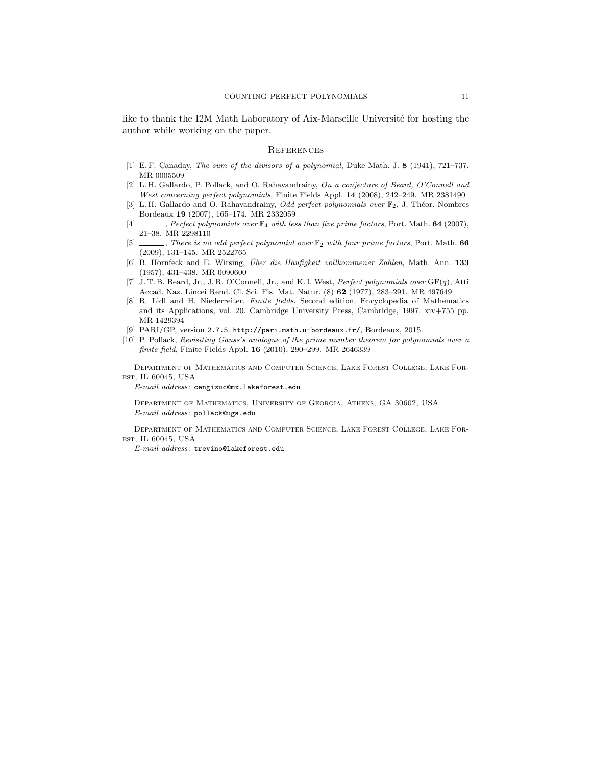like to thank the I2M Math Laboratory of Aix-Marseille Université for hosting the author while working on the paper.

## References

[1] E. F. Canaday, *The sum of the divisors of a polynomial*, Duke Math. J. **8** (1941), 721–737. MR 0005509

[2] L. H. Gallardo, P. Pollack, and O. Rahavandrainy, *On a conjecture of Beard, O'Connell and West concerning perfect polynomials*, Finite Fields Appl. **14** (2008), 242–249. MR 2381490

[3] L. H. Gallardo and O. Rahavandrainy, *Odd perfect polynomials over* $\mathbb{F}_2$, J. Théor. Nombres Bordeaux **19** (2007), 165–174. MR 2332059

[4] ———, *Perfect polynomials over* $\mathbb{F}_4$ *with less than five prime factors*, Port. Math. **64** (2007), 21–38. MR 2298110

[5] ———, *There is no odd perfect polynomial over* $\mathbb{F}_2$ *with four prime factors*, Port. Math. **66** (2009), 131–145. MR 2522765

[6] B. Hornfeck and E. Wirsing, *Über die Häufigkeit vollkommener Zahlen*, Math. Ann. **133** (1957), 431–438. MR 0090600

[7] J. T. B. Beard, Jr., J. R. O'Connell, Jr., and K. I. West, *Perfect polynomials over* $\mathrm{GF}(q)$, Atti Accad. Naz. Lincei Rend. Cl. Sci. Fis. Mat. Natur. (8) **62** (1977), 283–291. MR 497649

[8] R. Lidl and H. Niederreiter. *Finite fields*. Second edition. Encyclopedia of Mathematics and its Applications, vol. 20. Cambridge University Press, Cambridge, 1997. xiv+755 pp. MR 1429394

[9] PARI/GP, version `2.7.5`. `http://pari.math.u-bordeaux.fr/`, Bordeaux, 2015.

[10] P. Pollack, *Revisiting Gauss's analogue of the prime number theorem for polynomials over a finite field*, Finite Fields Appl. **16** (2010), 290–299. MR 2646339

Department of Mathematics and Computer Science, Lake Forest College, Lake Forest, IL 60045, USA

*E-mail address*: `cengizuc@mx.lakeforest.edu`

Department of Mathematics, University of Georgia, Athens, GA 30602, USA

*E-mail address*: `pollack@uga.edu`

Department of Mathematics and Computer Science, Lake Forest College, Lake Forest, IL 60045, USA

*E-mail address*: `trevino@lakeforest.edu`